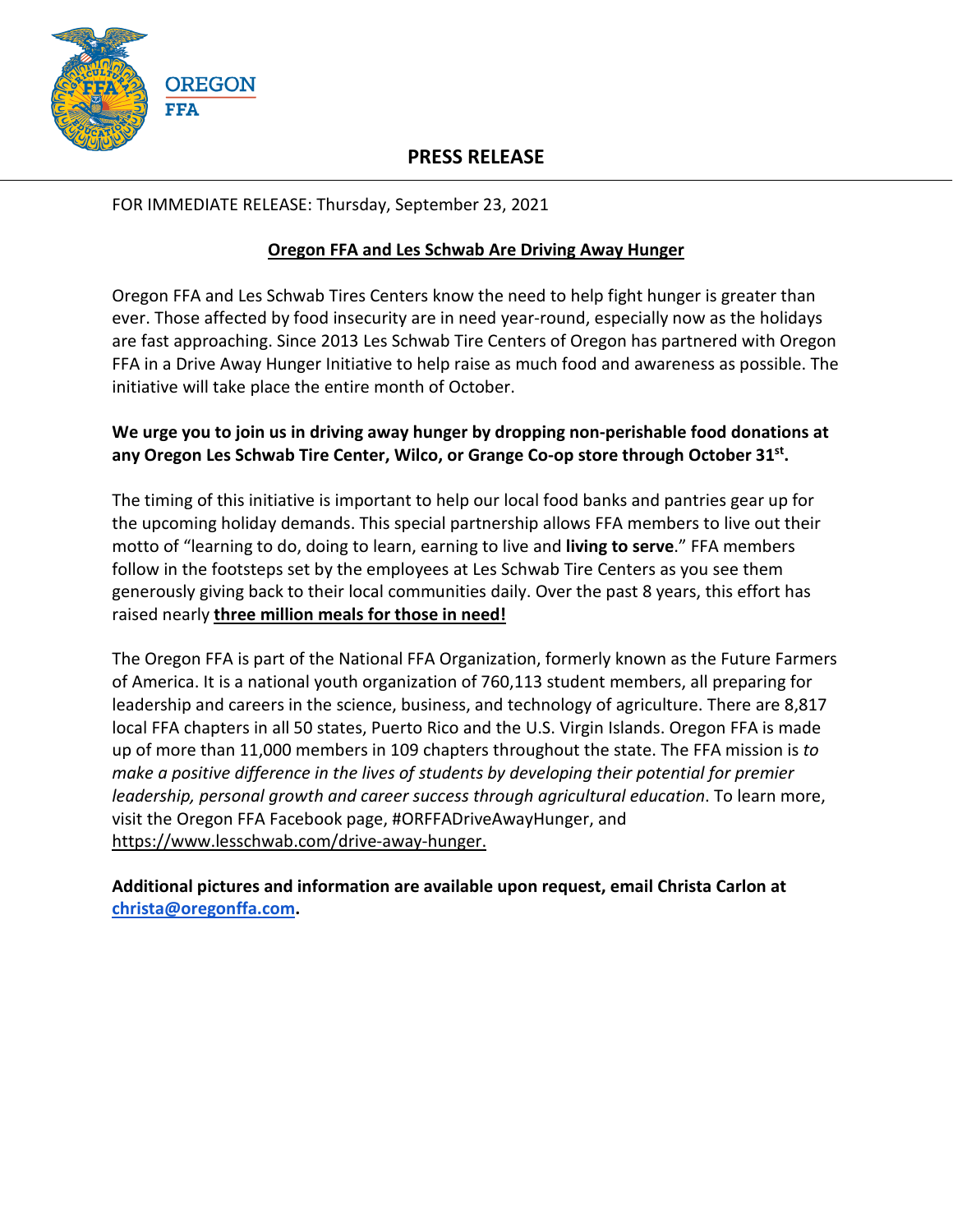OREGON
FFA

# PRESS RELEASE

FOR IMMEDIATE RELEASE: Thursday, September 23, 2021

## Oregon FFA and Les Schwab Are Driving Away Hunger

Oregon FFA and Les Schwab Tires Centers know the need to help fight hunger is greater than ever. Those affected by food insecurity are in need year-round, especially now as the holidays are fast approaching. Since 2013 Les Schwab Tire Centers of Oregon has partnered with Oregon FFA in a Drive Away Hunger Initiative to help raise as much food and awareness as possible. The initiative will take place the entire month of October.

**We urge you to join us in driving away hunger by dropping non-perishable food donations at any Oregon Les Schwab Tire Center, Wilco, or Grange Co-op store through October 31st.**

The timing of this initiative is important to help our local food banks and pantries gear up for the upcoming holiday demands. This special partnership allows FFA members to live out their motto of "learning to do, doing to learn, earning to live and **living to serve**." FFA members follow in the footsteps set by the employees at Les Schwab Tire Centers as you see them generously giving back to their local communities daily. Over the past 8 years, this effort has raised nearly **three million meals for those in need!**

The Oregon FFA is part of the National FFA Organization, formerly known as the Future Farmers of America. It is a national youth organization of 760,113 student members, all preparing for leadership and careers in the science, business, and technology of agriculture. There are 8,817 local FFA chapters in all 50 states, Puerto Rico and the U.S. Virgin Islands. Oregon FFA is made up of more than 11,000 members in 109 chapters throughout the state. The FFA mission is *to make a positive difference in the lives of students by developing their potential for premier leadership, personal growth and career success through agricultural education*. To learn more, visit the Oregon FFA Facebook page, #ORFFADriveAwayHunger, and https://www.lesschwab.com/drive-away-hunger.

**Additional pictures and information are available upon request, email Christa Carlon at christa@oregonffa.com.**